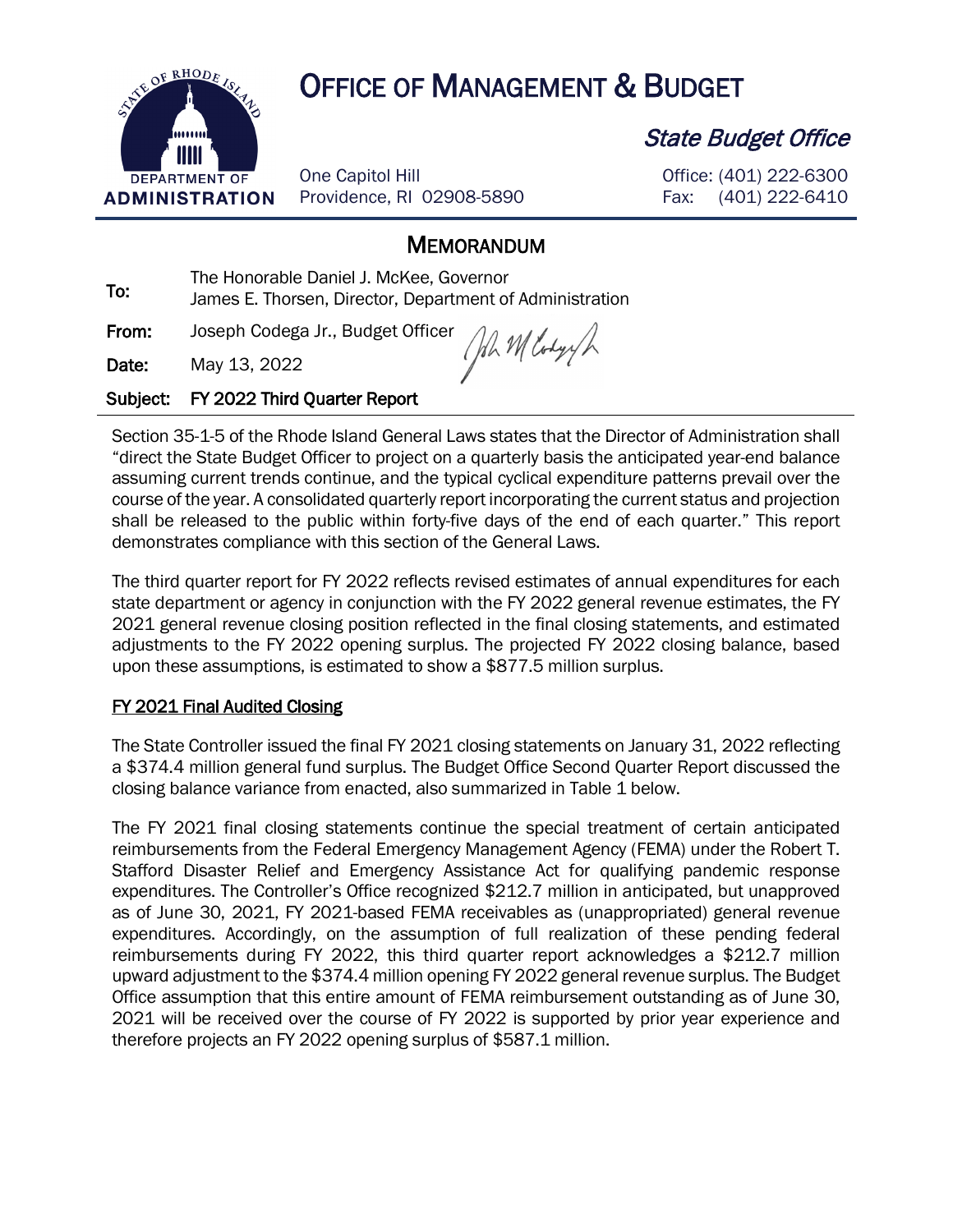# OFFICE OF MANAGEMENT & BUDGET

*State Budget Office*

One Capitol Hill
Providence, RI 02908-5890

Office: (401) 222-6300
Fax: (401) 222-6410

DEPARTMENT OF ADMINISTRATION

## MEMORANDUM

**To:** The Honorable Daniel J. McKee, Governor
James E. Thorsen, Director, Department of Administration

**From:** Joseph Codega Jr., Budget Officer

**Date:** May 13, 2022

**Subject:** FY 2022 Third Quarter Report

Section 35-1-5 of the Rhode Island General Laws states that the Director of Administration shall "direct the State Budget Officer to project on a quarterly basis the anticipated year-end balance assuming current trends continue, and the typical cyclical expenditure patterns prevail over the course of the year. A consolidated quarterly report incorporating the current status and projection shall be released to the public within forty-five days of the end of each quarter." This report demonstrates compliance with this section of the General Laws.

The third quarter report for FY 2022 reflects revised estimates of annual expenditures for each state department or agency in conjunction with the FY 2022 general revenue estimates, the FY 2021 general revenue closing position reflected in the final closing statements, and estimated adjustments to the FY 2022 opening surplus. The projected FY 2022 closing balance, based upon these assumptions, is estimated to show a $877.5 million surplus.

### FY 2021 Final Audited Closing

The State Controller issued the final FY 2021 closing statements on January 31, 2022 reflecting a $374.4 million general fund surplus. The Budget Office Second Quarter Report discussed the closing balance variance from enacted, also summarized in Table 1 below.

The FY 2021 final closing statements continue the special treatment of certain anticipated reimbursements from the Federal Emergency Management Agency (FEMA) under the Robert T. Stafford Disaster Relief and Emergency Assistance Act for qualifying pandemic response expenditures. The Controller's Office recognized $212.7 million in anticipated, but unapproved as of June 30, 2021, FY 2021-based FEMA receivables as (unappropriated) general revenue expenditures. Accordingly, on the assumption of full realization of these pending federal reimbursements during FY 2022, this third quarter report acknowledges a $212.7 million upward adjustment to the $374.4 million opening FY 2022 general revenue surplus. The Budget Office assumption that this entire amount of FEMA reimbursement outstanding as of June 30, 2021 will be received over the course of FY 2022 is supported by prior year experience and therefore projects an FY 2022 opening surplus of $587.1 million.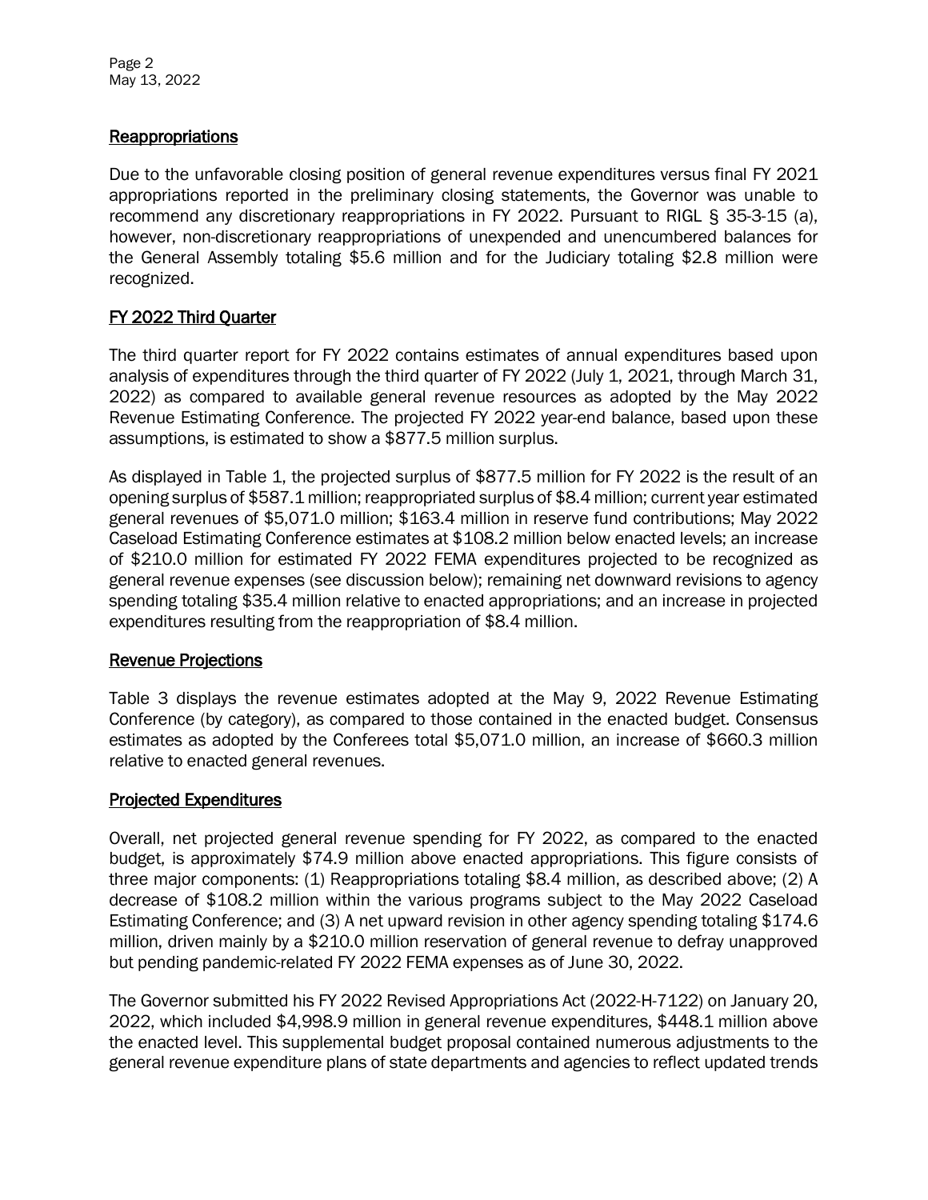## Reappropriations

Due to the unfavorable closing position of general revenue expenditures versus final FY 2021 appropriations reported in the preliminary closing statements, the Governor was unable to recommend any discretionary reappropriations in FY 2022. Pursuant to RIGL § 35-3-15 (a), however, non-discretionary reappropriations of unexpended and unencumbered balances for the General Assembly totaling $5.6 million and for the Judiciary totaling $2.8 million were recognized.

## FY 2022 Third Quarter

The third quarter report for FY 2022 contains estimates of annual expenditures based upon analysis of expenditures through the third quarter of FY 2022 (July 1, 2021, through March 31, 2022) as compared to available general revenue resources as adopted by the May 2022 Revenue Estimating Conference. The projected FY 2022 year-end balance, based upon these assumptions, is estimated to show a $877.5 million surplus.

As displayed in Table 1, the projected surplus of $877.5 million for FY 2022 is the result of an opening surplus of $587.1 million; reappropriated surplus of $8.4 million; current year estimated general revenues of $5,071.0 million; $163.4 million in reserve fund contributions; May 2022 Caseload Estimating Conference estimates at $108.2 million below enacted levels; an increase of $210.0 million for estimated FY 2022 FEMA expenditures projected to be recognized as general revenue expenses (see discussion below); remaining net downward revisions to agency spending totaling $35.4 million relative to enacted appropriations; and an increase in projected expenditures resulting from the reappropriation of $8.4 million.

## Revenue Projections

Table 3 displays the revenue estimates adopted at the May 9, 2022 Revenue Estimating Conference (by category), as compared to those contained in the enacted budget. Consensus estimates as adopted by the Conferees total $5,071.0 million, an increase of $660.3 million relative to enacted general revenues.

## Projected Expenditures

Overall, net projected general revenue spending for FY 2022, as compared to the enacted budget, is approximately $74.9 million above enacted appropriations. This figure consists of three major components: (1) Reappropriations totaling $8.4 million, as described above; (2) A decrease of $108.2 million within the various programs subject to the May 2022 Caseload Estimating Conference; and (3) A net upward revision in other agency spending totaling $174.6 million, driven mainly by a $210.0 million reservation of general revenue to defray unapproved but pending pandemic-related FY 2022 FEMA expenses as of June 30, 2022.

The Governor submitted his FY 2022 Revised Appropriations Act (2022-H-7122) on January 20, 2022, which included $4,998.9 million in general revenue expenditures, $448.1 million above the enacted level. This supplemental budget proposal contained numerous adjustments to the general revenue expenditure plans of state departments and agencies to reflect updated trends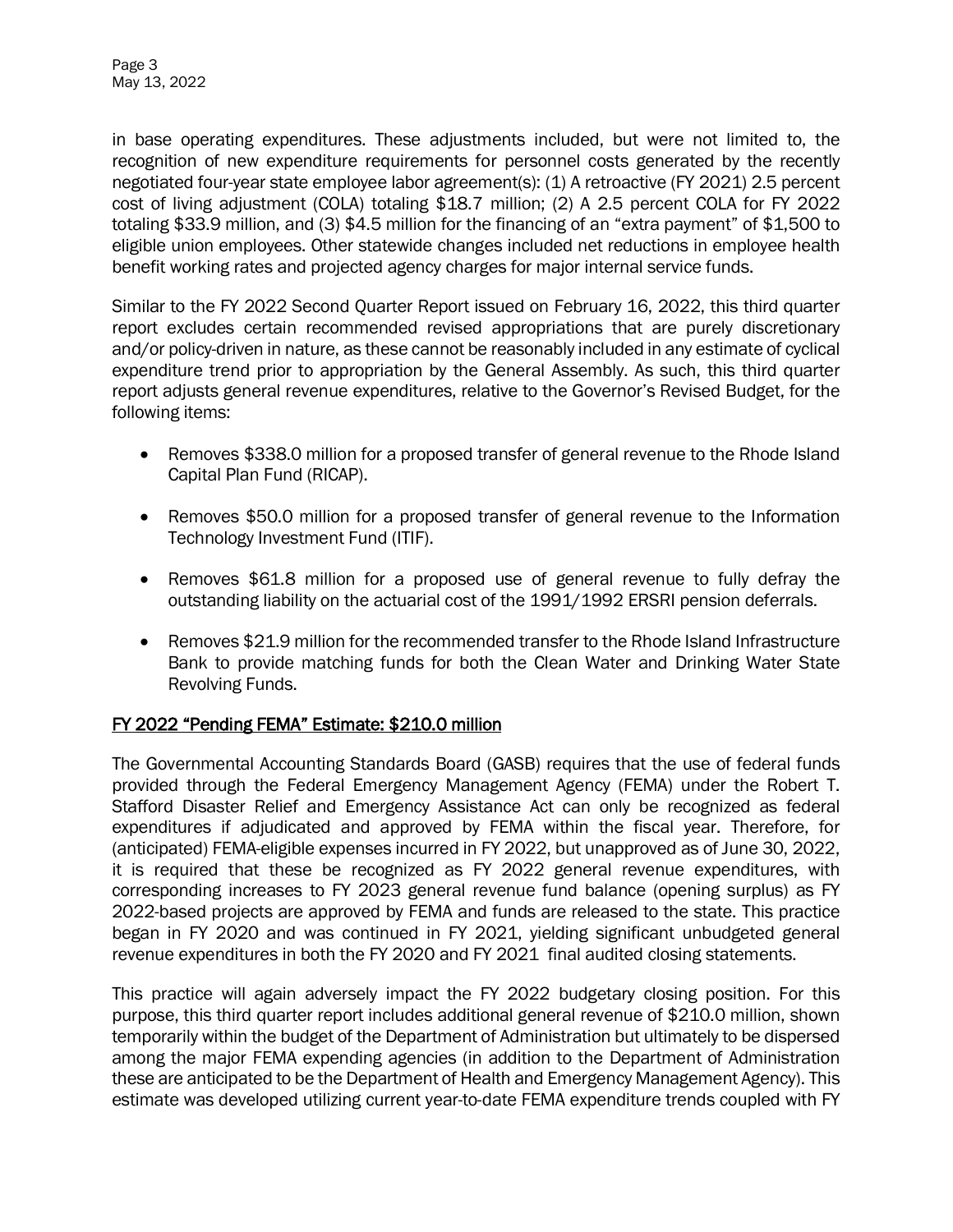in base operating expenditures. These adjustments included, but were not limited to, the recognition of new expenditure requirements for personnel costs generated by the recently negotiated four-year state employee labor agreement(s): (1) A retroactive (FY 2021) 2.5 percent cost of living adjustment (COLA) totaling $18.7 million; (2) A 2.5 percent COLA for FY 2022 totaling $33.9 million, and (3) $4.5 million for the financing of an "extra payment" of $1,500 to eligible union employees. Other statewide changes included net reductions in employee health benefit working rates and projected agency charges for major internal service funds.

Similar to the FY 2022 Second Quarter Report issued on February 16, 2022, this third quarter report excludes certain recommended revised appropriations that are purely discretionary and/or policy-driven in nature, as these cannot be reasonably included in any estimate of cyclical expenditure trend prior to appropriation by the General Assembly. As such, this third quarter report adjusts general revenue expenditures, relative to the Governor's Revised Budget, for the following items:

- Removes $338.0 million for a proposed transfer of general revenue to the Rhode Island Capital Plan Fund (RICAP).
- Removes $50.0 million for a proposed transfer of general revenue to the Information Technology Investment Fund (ITIF).
- Removes $61.8 million for a proposed use of general revenue to fully defray the outstanding liability on the actuarial cost of the 1991/1992 ERSRI pension deferrals.
- Removes $21.9 million for the recommended transfer to the Rhode Island Infrastructure Bank to provide matching funds for both the Clean Water and Drinking Water State Revolving Funds.

## FY 2022 "Pending FEMA" Estimate: $210.0 million

The Governmental Accounting Standards Board (GASB) requires that the use of federal funds provided through the Federal Emergency Management Agency (FEMA) under the Robert T. Stafford Disaster Relief and Emergency Assistance Act can only be recognized as federal expenditures if adjudicated and approved by FEMA within the fiscal year. Therefore, for (anticipated) FEMA-eligible expenses incurred in FY 2022, but unapproved as of June 30, 2022, it is required that these be recognized as FY 2022 general revenue expenditures, with corresponding increases to FY 2023 general revenue fund balance (opening surplus) as FY 2022-based projects are approved by FEMA and funds are released to the state. This practice began in FY 2020 and was continued in FY 2021, yielding significant unbudgeted general revenue expenditures in both the FY 2020 and FY 2021 final audited closing statements.

This practice will again adversely impact the FY 2022 budgetary closing position. For this purpose, this third quarter report includes additional general revenue of $210.0 million, shown temporarily within the budget of the Department of Administration but ultimately to be dispersed among the major FEMA expending agencies (in addition to the Department of Administration these are anticipated to be the Department of Health and Emergency Management Agency). This estimate was developed utilizing current year-to-date FEMA expenditure trends coupled with FY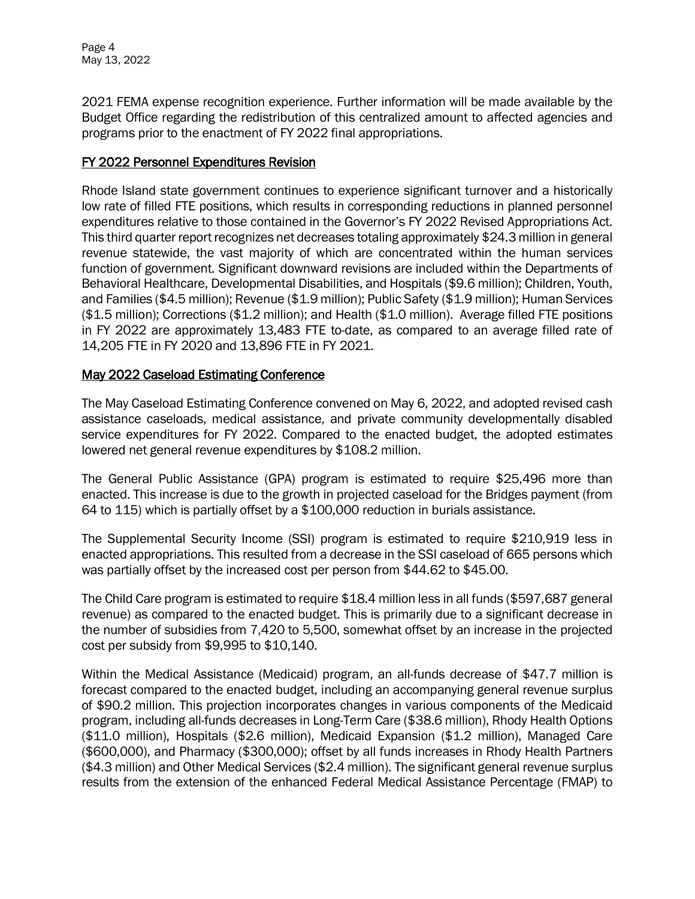2021 FEMA expense recognition experience. Further information will be made available by the Budget Office regarding the redistribution of this centralized amount to affected agencies and programs prior to the enactment of FY 2022 final appropriations.

## FY 2022 Personnel Expenditures Revision

Rhode Island state government continues to experience significant turnover and a historically low rate of filled FTE positions, which results in corresponding reductions in planned personnel expenditures relative to those contained in the Governor's FY 2022 Revised Appropriations Act. This third quarter report recognizes net decreases totaling approximately $24.3 million in general revenue statewide, the vast majority of which are concentrated within the human services function of government. Significant downward revisions are included within the Departments of Behavioral Healthcare, Developmental Disabilities, and Hospitals ($9.6 million); Children, Youth, and Families ($4.5 million); Revenue ($1.9 million); Public Safety ($1.9 million); Human Services ($1.5 million); Corrections ($1.2 million); and Health ($1.0 million). Average filled FTE positions in FY 2022 are approximately 13,483 FTE to-date, as compared to an average filled rate of 14,205 FTE in FY 2020 and 13,896 FTE in FY 2021.

## May 2022 Caseload Estimating Conference

The May Caseload Estimating Conference convened on May 6, 2022, and adopted revised cash assistance caseloads, medical assistance, and private community developmentally disabled service expenditures for FY 2022. Compared to the enacted budget, the adopted estimates lowered net general revenue expenditures by $108.2 million.

The General Public Assistance (GPA) program is estimated to require $25,496 more than enacted. This increase is due to the growth in projected caseload for the Bridges payment (from 64 to 115) which is partially offset by a $100,000 reduction in burials assistance.

The Supplemental Security Income (SSI) program is estimated to require $210,919 less in enacted appropriations. This resulted from a decrease in the SSI caseload of 665 persons which was partially offset by the increased cost per person from $44.62 to $45.00.

The Child Care program is estimated to require $18.4 million less in all funds ($597,687 general revenue) as compared to the enacted budget. This is primarily due to a significant decrease in the number of subsidies from 7,420 to 5,500, somewhat offset by an increase in the projected cost per subsidy from $9,995 to $10,140.

Within the Medical Assistance (Medicaid) program, an all-funds decrease of $47.7 million is forecast compared to the enacted budget, including an accompanying general revenue surplus of $90.2 million. This projection incorporates changes in various components of the Medicaid program, including all-funds decreases in Long-Term Care ($38.6 million), Rhody Health Options ($11.0 million), Hospitals ($2.6 million), Medicaid Expansion ($1.2 million), Managed Care ($600,000), and Pharmacy ($300,000); offset by all funds increases in Rhody Health Partners ($4.3 million) and Other Medical Services ($2.4 million). The significant general revenue surplus results from the extension of the enhanced Federal Medical Assistance Percentage (FMAP) to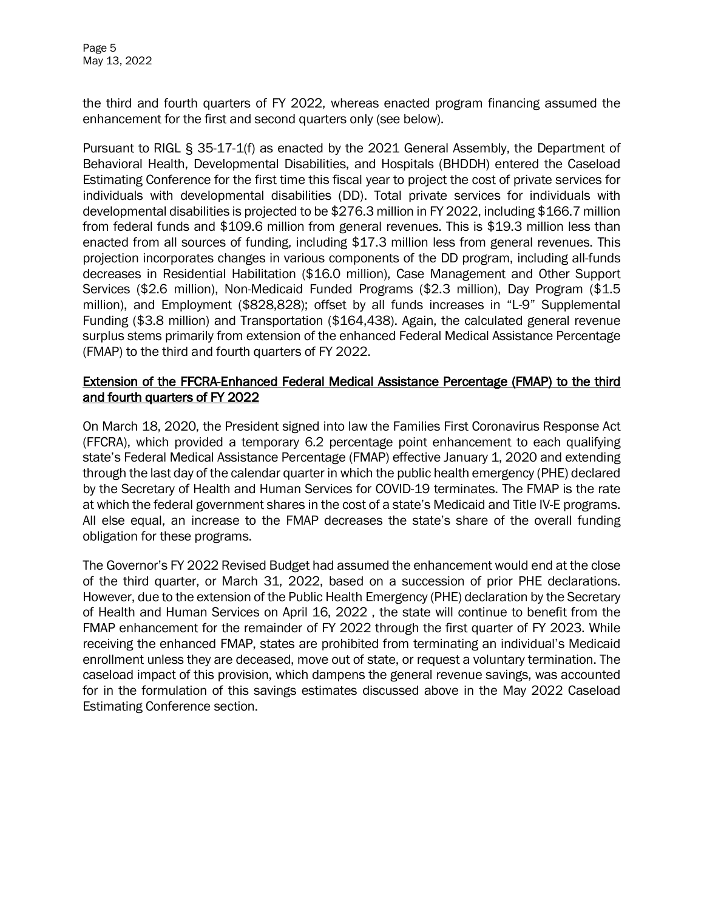the third and fourth quarters of FY 2022, whereas enacted program financing assumed the enhancement for the first and second quarters only (see below).

Pursuant to RIGL § 35-17-1(f) as enacted by the 2021 General Assembly, the Department of Behavioral Health, Developmental Disabilities, and Hospitals (BHDDH) entered the Caseload Estimating Conference for the first time this fiscal year to project the cost of private services for individuals with developmental disabilities (DD). Total private services for individuals with developmental disabilities is projected to be $276.3 million in FY 2022, including $166.7 million from federal funds and $109.6 million from general revenues. This is $19.3 million less than enacted from all sources of funding, including $17.3 million less from general revenues. This projection incorporates changes in various components of the DD program, including all-funds decreases in Residential Habilitation ($16.0 million), Case Management and Other Support Services ($2.6 million), Non-Medicaid Funded Programs ($2.3 million), Day Program ($1.5 million), and Employment ($828,828); offset by all funds increases in "L-9" Supplemental Funding ($3.8 million) and Transportation ($164,438). Again, the calculated general revenue surplus stems primarily from extension of the enhanced Federal Medical Assistance Percentage (FMAP) to the third and fourth quarters of FY 2022.

<u>Extension of the FFCRA-Enhanced Federal Medical Assistance Percentage (FMAP) to the third and fourth quarters of FY 2022</u>

On March 18, 2020, the President signed into law the Families First Coronavirus Response Act (FFCRA), which provided a temporary 6.2 percentage point enhancement to each qualifying state's Federal Medical Assistance Percentage (FMAP) effective January 1, 2020 and extending through the last day of the calendar quarter in which the public health emergency (PHE) declared by the Secretary of Health and Human Services for COVID-19 terminates. The FMAP is the rate at which the federal government shares in the cost of a state's Medicaid and Title IV-E programs. All else equal, an increase to the FMAP decreases the state's share of the overall funding obligation for these programs.

The Governor's FY 2022 Revised Budget had assumed the enhancement would end at the close of the third quarter, or March 31, 2022, based on a succession of prior PHE declarations. However, due to the extension of the Public Health Emergency (PHE) declaration by the Secretary of Health and Human Services on April 16, 2022 , the state will continue to benefit from the FMAP enhancement for the remainder of FY 2022 through the first quarter of FY 2023. While receiving the enhanced FMAP, states are prohibited from terminating an individual's Medicaid enrollment unless they are deceased, move out of state, or request a voluntary termination. The caseload impact of this provision, which dampens the general revenue savings, was accounted for in the formulation of this savings estimates discussed above in the May 2022 Caseload Estimating Conference section.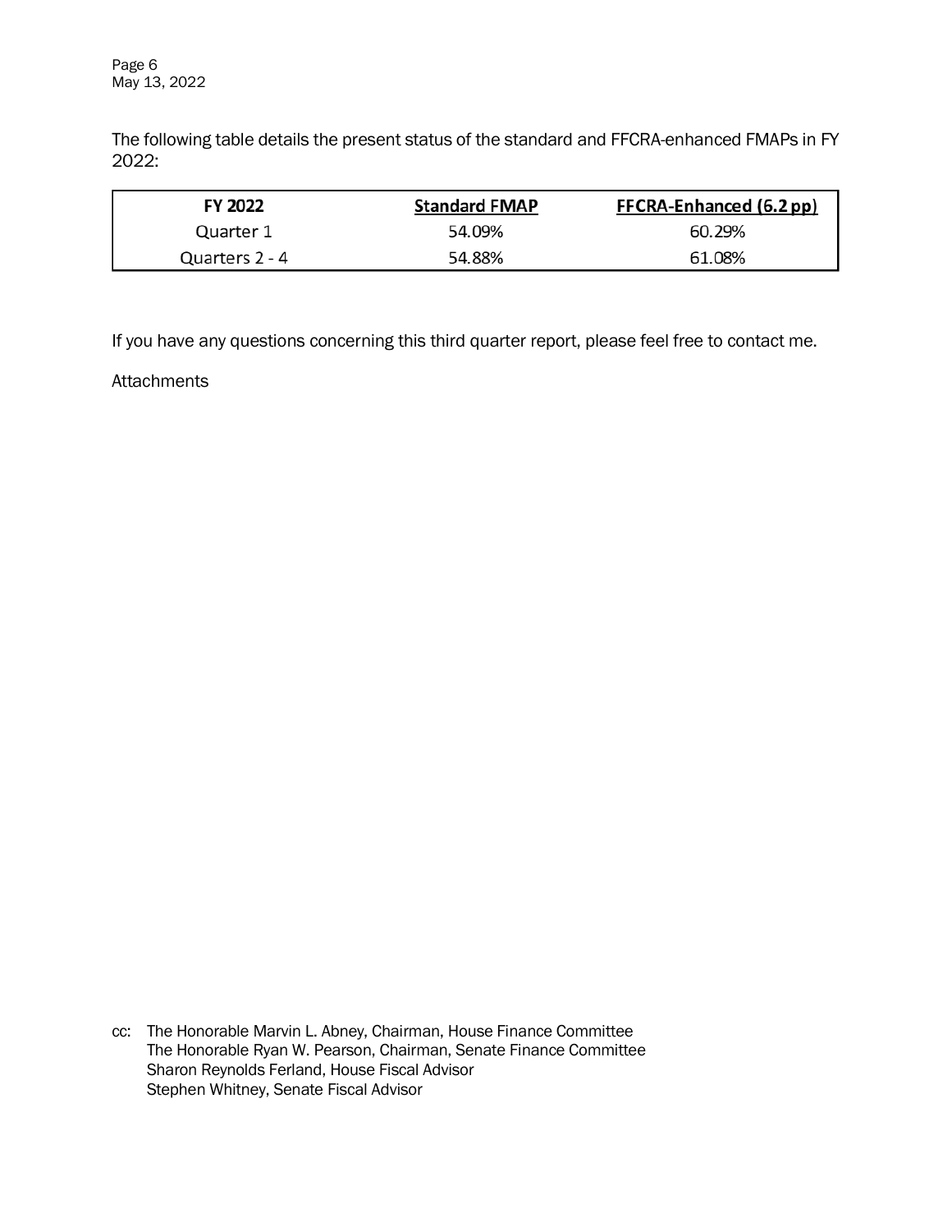The following table details the present status of the standard and FFCRA-enhanced FMAPs in FY 2022:

| FY 2022 | Standard FMAP | FFCRA-Enhanced (6.2 pp) |
| --- | --- | --- |
| Quarter 1 | 54.09% | 60.29% |
| Quarters 2 - 4 | 54.88% | 61.08% |

If you have any questions concerning this third quarter report, please feel free to contact me.

Attachments

cc: The Honorable Marvin L. Abney, Chairman, House Finance Committee
The Honorable Ryan W. Pearson, Chairman, Senate Finance Committee
Sharon Reynolds Ferland, House Fiscal Advisor
Stephen Whitney, Senate Fiscal Advisor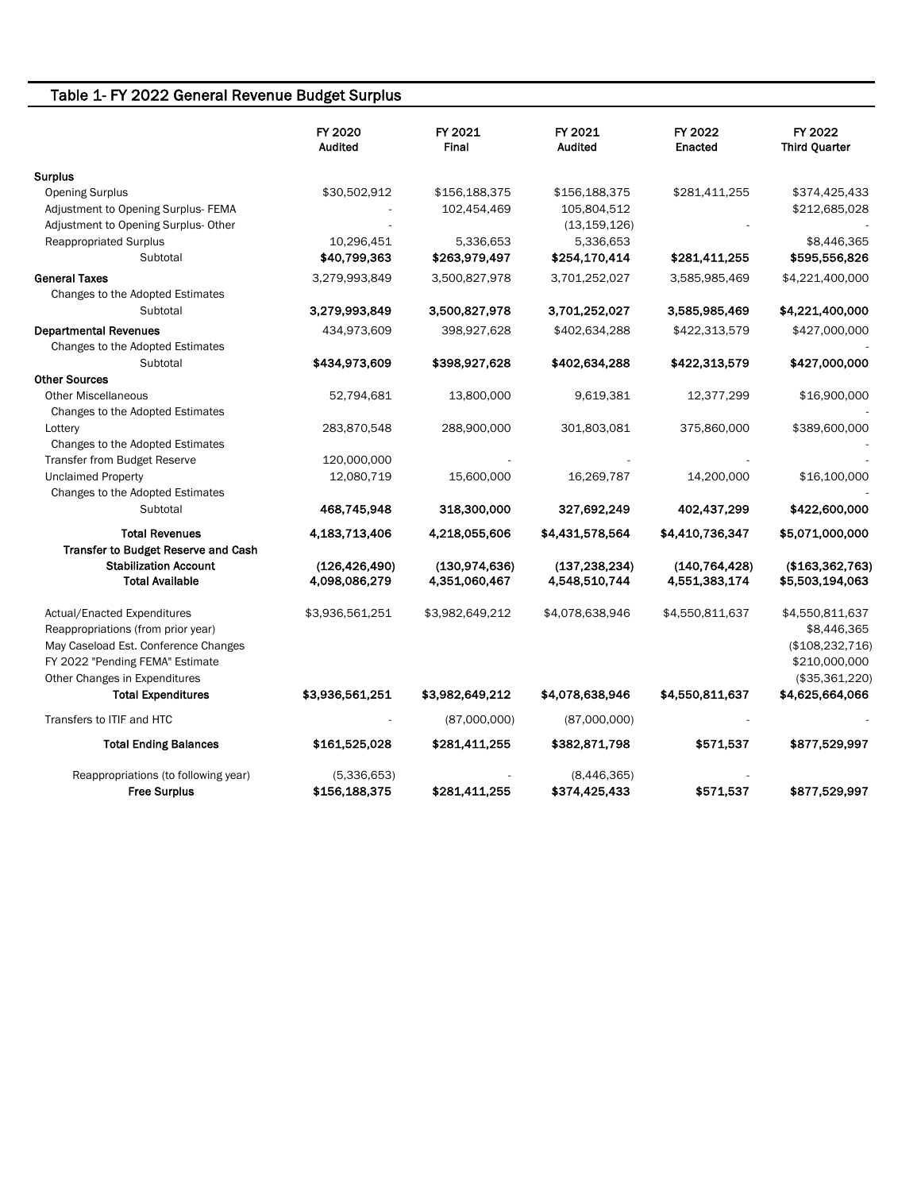## Table 1- FY 2022 General Revenue Budget Surplus

| | FY 2020 Audited | FY 2021 Final | FY 2021 Audited | FY 2022 Enacted | FY 2022 Third Quarter |
|---|---|---|---|---|---|
| **Surplus** | | | | | |
| Opening Surplus | $30,502,912 | $156,188,375 | $156,188,375 | $281,411,255 | $374,425,433 |
| Adjustment to Opening Surplus- FEMA | - | 102,454,469 | 105,804,512 | | $212,685,028 |
| Adjustment to Opening Surplus- Other | - | | (13,159,126) | - | - |
| Reappropriated Surplus | 10,296,451 | 5,336,653 | 5,336,653 | | $8,446,365 |
| Subtotal | **$40,799,363** | **$263,979,497** | **$254,170,414** | **$281,411,255** | **$595,556,826** |
| **General Taxes** | 3,279,993,849 | 3,500,827,978 | 3,701,252,027 | 3,585,985,469 | $4,221,400,000 |
| Changes to the Adopted Estimates | | | | | |
| Subtotal | **3,279,993,849** | **3,500,827,978** | **3,701,252,027** | **3,585,985,469** | **$4,221,400,000** |
| **Departmental Revenues** | 434,973,609 | 398,927,628 | $402,634,288 | $422,313,579 | $427,000,000 |
| Changes to the Adopted Estimates | | | | | - |
| Subtotal | **$434,973,609** | **$398,927,628** | **$402,634,288** | **$422,313,579** | **$427,000,000** |
| **Other Sources** | | | | | |
| Other Miscellaneous | 52,794,681 | 13,800,000 | 9,619,381 | 12,377,299 | $16,900,000 |
| Changes to the Adopted Estimates | | | | | - |
| Lottery | 283,870,548 | 288,900,000 | 301,803,081 | 375,860,000 | $389,600,000 |
| Changes to the Adopted Estimates | | | | | - |
| Transfer from Budget Reserve | 120,000,000 | - | - | - | - |
| Unclaimed Property | 12,080,719 | 15,600,000 | 16,269,787 | 14,200,000 | $16,100,000 |
| Changes to the Adopted Estimates | | | | | - |
| Subtotal | **468,745,948** | **318,300,000** | **327,692,249** | **402,437,299** | **$422,600,000** |
| **Total Revenues** | **4,183,713,406** | **4,218,055,606** | **$4,431,578,564** | **$4,410,736,347** | **$5,071,000,000** |
| **Transfer to Budget Reserve and Cash Stabilization Account** | **(126,426,490)** | **(130,974,636)** | **(137,238,234)** | **(140,764,428)** | **($163,362,763)** |
| **Total Available** | **4,098,086,279** | **4,351,060,467** | **4,548,510,744** | **4,551,383,174** | **$5,503,194,063** |
| Actual/Enacted Expenditures | $3,936,561,251 | $3,982,649,212 | $4,078,638,946 | $4,550,811,637 | $4,550,811,637 |
| Reappropriations (from prior year) | | | | | $8,446,365 |
| May Caseload Est. Conference Changes | | | | | ($108,232,716) |
| FY 2022 "Pending FEMA" Estimate | | | | | $210,000,000 |
| Other Changes in Expenditures | | | | | ($35,361,220) |
| **Total Expenditures** | **$3,936,561,251** | **$3,982,649,212** | **$4,078,638,946** | **$4,550,811,637** | **$4,625,664,066** |
| Transfers to ITIF and HTC | - | (87,000,000) | (87,000,000) | - | - |
| **Total Ending Balances** | **$161,525,028** | **$281,411,255** | **$382,871,798** | **$571,537** | **$877,529,997** |
| Reappropriations (to following year) | (5,336,653) | - | (8,446,365) | - | |
| **Free Surplus** | **$156,188,375** | **$281,411,255** | **$374,425,433** | **$571,537** | **$877,529,997** |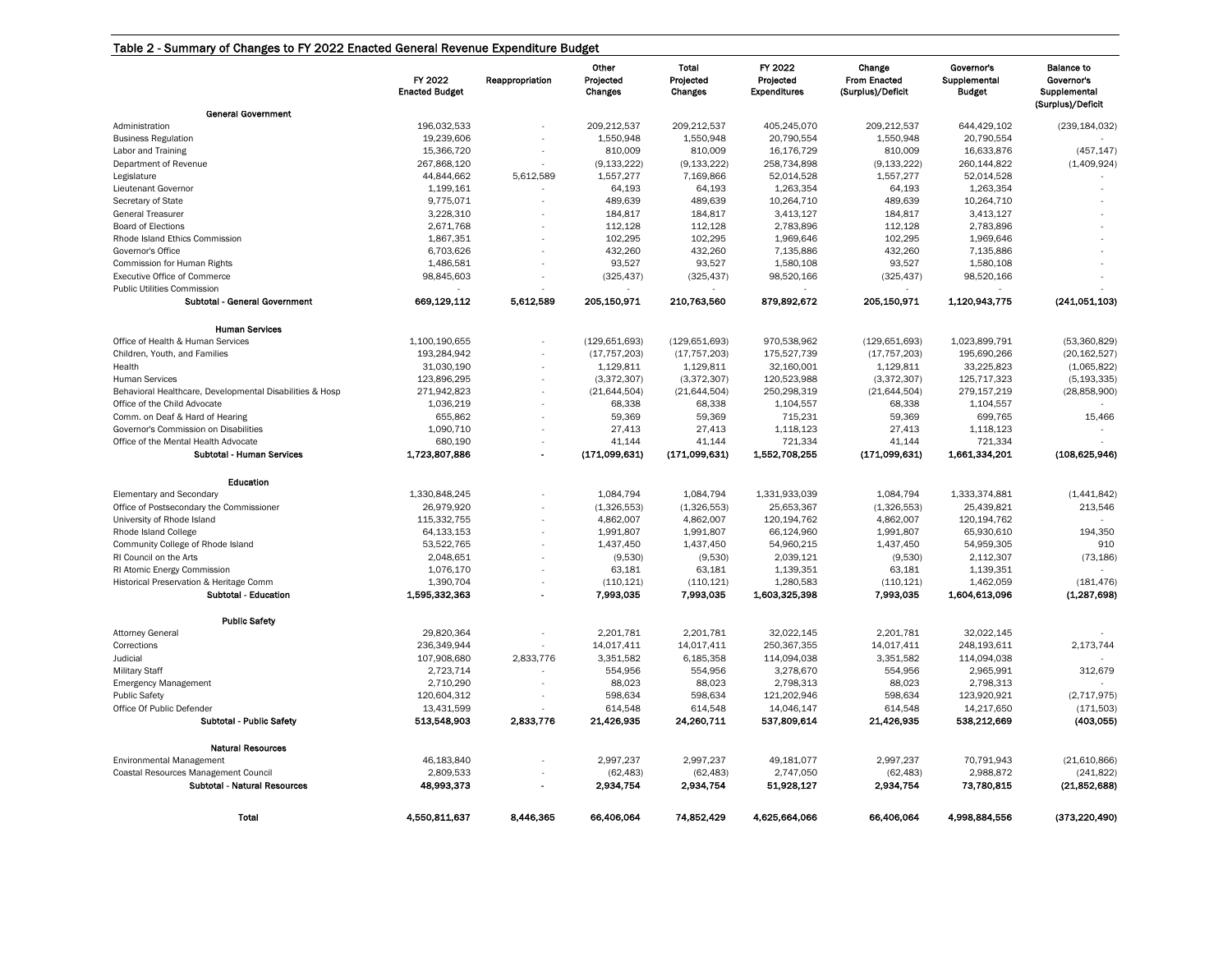## Table 2 - Summary of Changes to FY 2022 Enacted General Revenue Expenditure Budget

| | FY 2022 Enacted Budget | Reappropriation | Other Projected Changes | Total Projected Changes | FY 2022 Projected Expenditures | Change From Enacted (Surplus)/Deficit | Governor's Supplemental Budget | Balance to Governor's Supplemental (Surplus)/Deficit |
|---|---|---|---|---|---|---|---|---|
| **General Government** | | | | | | | | |
| Administration | 196,032,533 | - | 209,212,537 | 209,212,537 | 405,245,070 | 209,212,537 | 644,429,102 | (239,184,032) |
| Business Regulation | 19,239,606 | - | 1,550,948 | 1,550,948 | 20,790,554 | 1,550,948 | 20,790,554 | - |
| Labor and Training | 15,366,720 | - | 810,009 | 810,009 | 16,176,729 | 810,009 | 16,633,876 | (457,147) |
| Department of Revenue | 267,868,120 | - | (9,133,222) | (9,133,222) | 258,734,898 | (9,133,222) | 260,144,822 | (1,409,924) |
| Legislature | 44,844,662 | 5,612,589 | 1,557,277 | 7,169,866 | 52,014,528 | 1,557,277 | 52,014,528 | - |
| Lieutenant Governor | 1,199,161 | - | 64,193 | 64,193 | 1,263,354 | 64,193 | 1,263,354 | - |
| Secretary of State | 9,775,071 | - | 489,639 | 489,639 | 10,264,710 | 489,639 | 10,264,710 | - |
| General Treasurer | 3,228,310 | - | 184,817 | 184,817 | 3,413,127 | 184,817 | 3,413,127 | - |
| Board of Elections | 2,671,768 | - | 112,128 | 112,128 | 2,783,896 | 112,128 | 2,783,896 | - |
| Rhode Island Ethics Commission | 1,867,351 | - | 102,295 | 102,295 | 1,969,646 | 102,295 | 1,969,646 | - |
| Governor's Office | 6,703,626 | - | 432,260 | 432,260 | 7,135,886 | 432,260 | 7,135,886 | - |
| Commission for Human Rights | 1,486,581 | - | 93,527 | 93,527 | 1,580,108 | 93,527 | 1,580,108 | - |
| Executive Office of Commerce | 98,845,603 | - | (325,437) | (325,437) | 98,520,166 | (325,437) | 98,520,166 | - |
| Public Utilities Commission | - | - | - | - | - | - | - | - |
| **Subtotal - General Government** | **669,129,112** | **5,612,589** | **205,150,971** | **210,763,560** | **879,892,672** | **205,150,971** | **1,120,943,775** | **(241,051,103)** |
| **Human Services** | | | | | | | | |
| Office of Health & Human Services | 1,100,190,655 | - | (129,651,693) | (129,651,693) | 970,538,962 | (129,651,693) | 1,023,899,791 | (53,360,829) |
| Children, Youth, and Families | 193,284,942 | - | (17,757,203) | (17,757,203) | 175,527,739 | (17,757,203) | 195,690,266 | (20,162,527) |
| Health | 31,030,190 | - | 1,129,811 | 1,129,811 | 32,160,001 | 1,129,811 | 33,225,823 | (1,065,822) |
| Human Services | 123,896,295 | - | (3,372,307) | (3,372,307) | 120,523,988 | (3,372,307) | 125,717,323 | (5,193,335) |
| Behavioral Healthcare, Developmental Disabilities & Hosp | 271,942,823 | - | (21,644,504) | (21,644,504) | 250,298,319 | (21,644,504) | 279,157,219 | (28,858,900) |
| Office of the Child Advocate | 1,036,219 | - | 68,338 | 68,338 | 1,104,557 | 68,338 | 1,104,557 | - |
| Comm. on Deaf & Hard of Hearing | 655,862 | - | 59,369 | 59,369 | 715,231 | 59,369 | 699,765 | 15,466 |
| Governor's Commission on Disabilities | 1,090,710 | - | 27,413 | 27,413 | 1,118,123 | 27,413 | 1,118,123 | - |
| Office of the Mental Health Advocate | 680,190 | - | 41,144 | 41,144 | 721,334 | 41,144 | 721,334 | - |
| **Subtotal - Human Services** | **1,723,807,886** | **-** | **(171,099,631)** | **(171,099,631)** | **1,552,708,255** | **(171,099,631)** | **1,661,334,201** | **(108,625,946)** |
| **Education** | | | | | | | | |
| Elementary and Secondary | 1,330,848,245 | - | 1,084,794 | 1,084,794 | 1,331,933,039 | 1,084,794 | 1,333,374,881 | (1,441,842) |
| Office of Postsecondary the Commissioner | 26,979,920 | - | (1,326,553) | (1,326,553) | 25,653,367 | (1,326,553) | 25,439,821 | 213,546 |
| University of Rhode Island | 115,332,755 | - | 4,862,007 | 4,862,007 | 120,194,762 | 4,862,007 | 120,194,762 | - |
| Rhode Island College | 64,133,153 | - | 1,991,807 | 1,991,807 | 66,124,960 | 1,991,807 | 65,930,610 | 194,350 |
| Community College of Rhode Island | 53,522,765 | - | 1,437,450 | 1,437,450 | 54,960,215 | 1,437,450 | 54,959,305 | 910 |
| RI Council on the Arts | 2,048,651 | - | (9,530) | (9,530) | 2,039,121 | (9,530) | 2,112,307 | (73,186) |
| RI Atomic Energy Commission | 1,076,170 | - | 63,181 | 63,181 | 1,139,351 | 63,181 | 1,139,351 | - |
| Historical Preservation & Heritage Comm | 1,390,704 | - | (110,121) | (110,121) | 1,280,583 | (110,121) | 1,462,059 | (181,476) |
| **Subtotal - Education** | **1,595,332,363** | **-** | **7,993,035** | **7,993,035** | **1,603,325,398** | **7,993,035** | **1,604,613,096** | **(1,287,698)** |
| **Public Safety** | | | | | | | | |
| Attorney General | 29,820,364 | - | 2,201,781 | 2,201,781 | 32,022,145 | 2,201,781 | 32,022,145 | - |
| Corrections | 236,349,944 | - | 14,017,411 | 14,017,411 | 250,367,355 | 14,017,411 | 248,193,611 | 2,173,744 |
| Judicial | 107,908,680 | 2,833,776 | 3,351,582 | 6,185,358 | 114,094,038 | 3,351,582 | 114,094,038 | - |
| Military Staff | 2,723,714 | - | 554,956 | 554,956 | 3,278,670 | 554,956 | 2,965,991 | 312,679 |
| Emergency Management | 2,710,290 | - | 88,023 | 88,023 | 2,798,313 | 88,023 | 2,798,313 | - |
| Public Safety | 120,604,312 | - | 598,634 | 598,634 | 121,202,946 | 598,634 | 123,920,921 | (2,717,975) |
| Office Of Public Defender | 13,431,599 | - | 614,548 | 614,548 | 14,046,147 | 614,548 | 14,217,650 | (171,503) |
| **Subtotal - Public Safety** | **513,548,903** | **2,833,776** | **21,426,935** | **24,260,711** | **537,809,614** | **21,426,935** | **538,212,669** | **(403,055)** |
| **Natural Resources** | | | | | | | | |
| Environmental Management | 46,183,840 | - | 2,997,237 | 2,997,237 | 49,181,077 | 2,997,237 | 70,791,943 | (21,610,866) |
| Coastal Resources Management Council | 2,809,533 | - | (62,483) | (62,483) | 2,747,050 | (62,483) | 2,988,872 | (241,822) |
| **Subtotal - Natural Resources** | **48,993,373** | **-** | **2,934,754** | **2,934,754** | **51,928,127** | **2,934,754** | **73,780,815** | **(21,852,688)** |
| **Total** | **4,550,811,637** | **8,446,365** | **66,406,064** | **74,852,429** | **4,625,664,066** | **66,406,064** | **4,998,884,556** | **(373,220,490)** |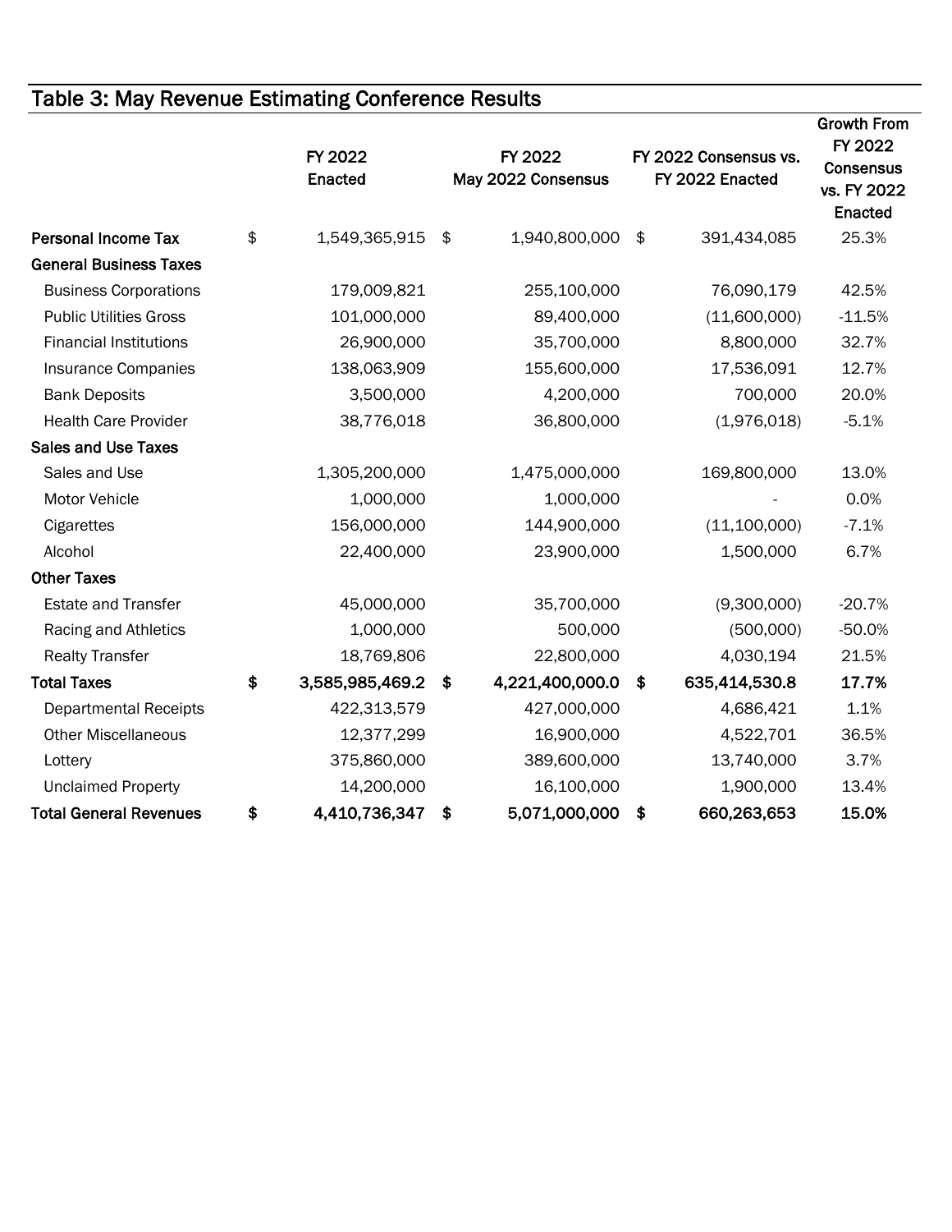## Table 3: May Revenue Estimating Conference Results

| | FY 2022 Enacted | FY 2022 May 2022 Consensus | FY 2022 Consensus vs. FY 2022 Enacted | Growth From FY 2022 Consensus vs. FY 2022 Enacted |
|---|---|---|---|---|
| **Personal Income Tax** | $ 1,549,365,915 | $ 1,940,800,000 | $ 391,434,085 | 25.3% |
| **General Business Taxes** | | | | |
| Business Corporations | 179,009,821 | 255,100,000 | 76,090,179 | 42.5% |
| Public Utilities Gross | 101,000,000 | 89,400,000 | (11,600,000) | -11.5% |
| Financial Institutions | 26,900,000 | 35,700,000 | 8,800,000 | 32.7% |
| Insurance Companies | 138,063,909 | 155,600,000 | 17,536,091 | 12.7% |
| Bank Deposits | 3,500,000 | 4,200,000 | 700,000 | 20.0% |
| Health Care Provider | 38,776,018 | 36,800,000 | (1,976,018) | -5.1% |
| **Sales and Use Taxes** | | | | |
| Sales and Use | 1,305,200,000 | 1,475,000,000 | 169,800,000 | 13.0% |
| Motor Vehicle | 1,000,000 | 1,000,000 | - | 0.0% |
| Cigarettes | 156,000,000 | 144,900,000 | (11,100,000) | -7.1% |
| Alcohol | 22,400,000 | 23,900,000 | 1,500,000 | 6.7% |
| **Other Taxes** | | | | |
| Estate and Transfer | 45,000,000 | 35,700,000 | (9,300,000) | -20.7% |
| Racing and Athletics | 1,000,000 | 500,000 | (500,000) | -50.0% |
| Realty Transfer | 18,769,806 | 22,800,000 | 4,030,194 | 21.5% |
| **Total Taxes** | **$ 3,585,985,469.2** | **$ 4,221,400,000.0** | **$ 635,414,530.8** | **17.7%** |
| Departmental Receipts | 422,313,579 | 427,000,000 | 4,686,421 | 1.1% |
| Other Miscellaneous | 12,377,299 | 16,900,000 | 4,522,701 | 36.5% |
| Lottery | 375,860,000 | 389,600,000 | 13,740,000 | 3.7% |
| Unclaimed Property | 14,200,000 | 16,100,000 | 1,900,000 | 13.4% |
| **Total General Revenues** | **$ 4,410,736,347** | **$ 5,071,000,000** | **$ 660,263,653** | **15.0%** |